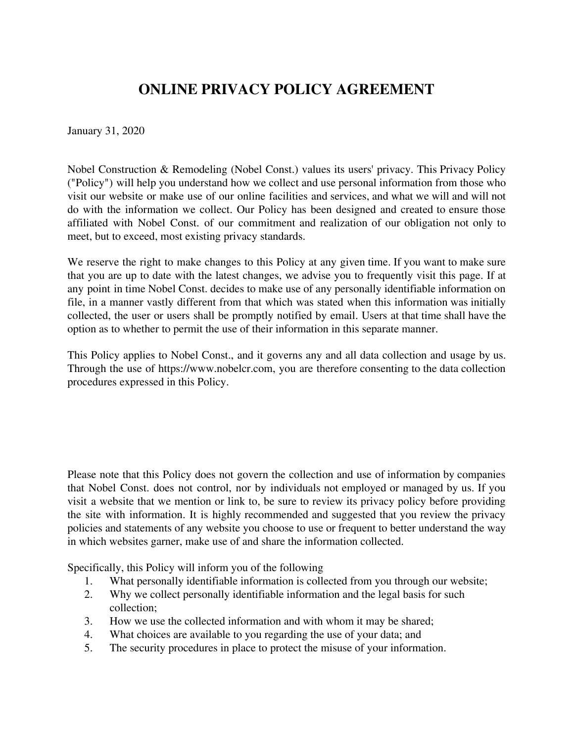# ONLINE PRIVACY POLICY AGREEMENT

January 31, 2020

Nobel Construction & Remodeling (Nobel Const.) values its users' privacy. This Privacy Policy ("Policy") will help you understand how we collect and use personal information from those who visit our website or make use of our online facilities and services, and what we will and will not do with the information we collect. Our Policy has been designed and created to ensure those affiliated with Nobel Const. of our commitment and realization of our obligation not only to meet, but to exceed, most existing privacy standards.

We reserve the right to make changes to this Policy at any given time. If you want to make sure that you are up to date with the latest changes, we advise you to frequently visit this page. If at any point in time Nobel Const. decides to make use of any personally identifiable information on file, in a manner vastly different from that which was stated when this information was initially collected, the user or users shall be promptly notified by email. Users at that time shall have the option as to whether to permit the use of their information in this separate manner.

This Policy applies to Nobel Const., and it governs any and all data collection and usage by us. Through the use of https://www.nobelcr.com, you are therefore consenting to the data collection procedures expressed in this Policy.

Please note that this Policy does not govern the collection and use of information by companies that Nobel Const. does not control, nor by individuals not employed or managed by us. If you visit a website that we mention or link to, be sure to review its privacy policy before providing the site with information. It is highly recommended and suggested that you review the privacy policies and statements of any website you choose to use or frequent to better understand the way in which websites garner, make use of and share the information collected.

Specifically, this Policy will inform you of the following

1. What personally identifiable information is collected from you through our website;
2. Why we collect personally identifiable information and the legal basis for such collection;
3. How we use the collected information and with whom it may be shared;
4. What choices are available to you regarding the use of your data; and
5. The security procedures in place to protect the misuse of your information.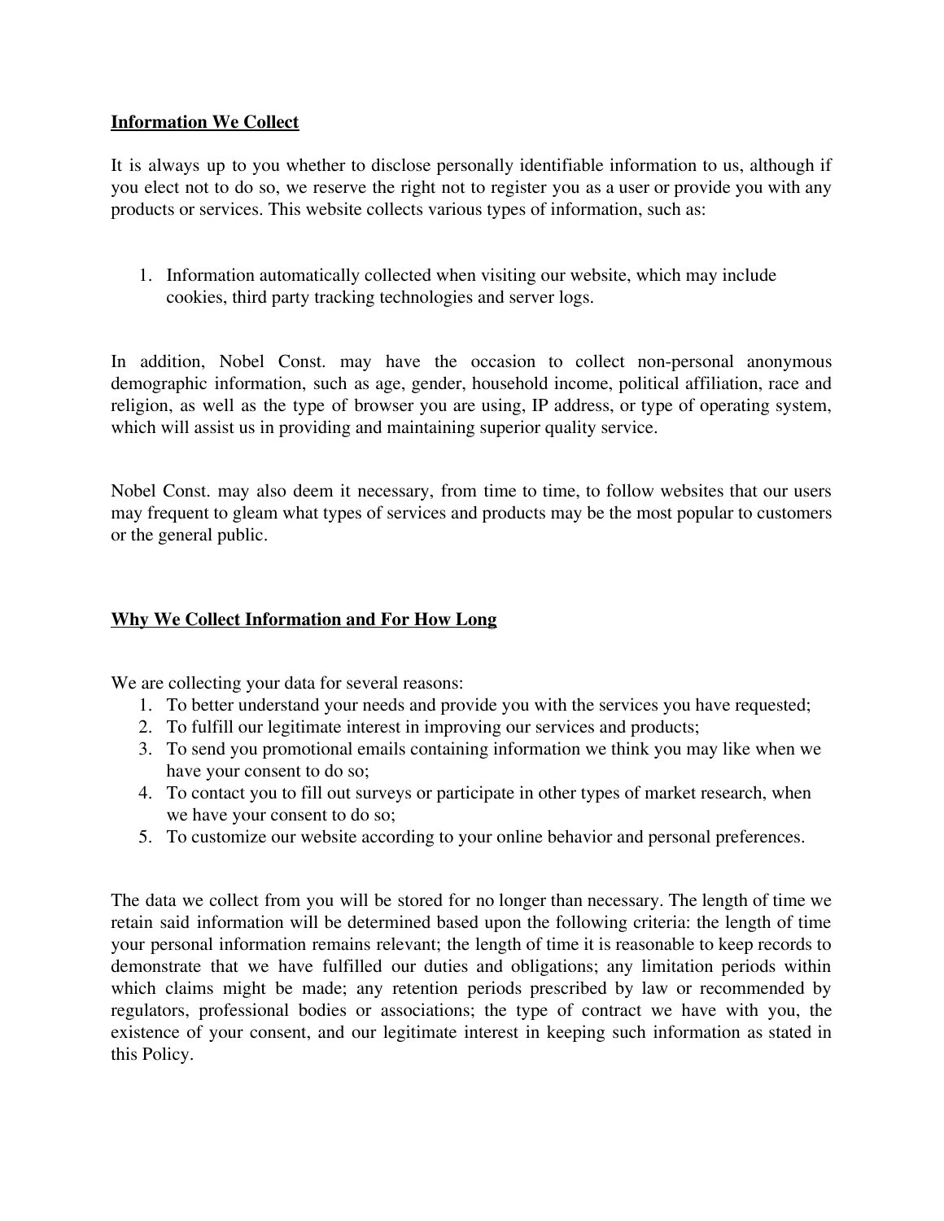## Information We Collect

It is always up to you whether to disclose personally identifiable information to us, although if you elect not to do so, we reserve the right not to register you as a user or provide you with any products or services. This website collects various types of information, such as:

1. Information automatically collected when visiting our website, which may include cookies, third party tracking technologies and server logs.

In addition, Nobel Const. may have the occasion to collect non-personal anonymous demographic information, such as age, gender, household income, political affiliation, race and religion, as well as the type of browser you are using, IP address, or type of operating system, which will assist us in providing and maintaining superior quality service.

Nobel Const. may also deem it necessary, from time to time, to follow websites that our users may frequent to gleam what types of services and products may be the most popular to customers or the general public.

## Why We Collect Information and For How Long

We are collecting your data for several reasons:

1. To better understand your needs and provide you with the services you have requested;
2. To fulfill our legitimate interest in improving our services and products;
3. To send you promotional emails containing information we think you may like when we have your consent to do so;
4. To contact you to fill out surveys or participate in other types of market research, when we have your consent to do so;
5. To customize our website according to your online behavior and personal preferences.

The data we collect from you will be stored for no longer than necessary. The length of time we retain said information will be determined based upon the following criteria: the length of time your personal information remains relevant; the length of time it is reasonable to keep records to demonstrate that we have fulfilled our duties and obligations; any limitation periods within which claims might be made; any retention periods prescribed by law or recommended by regulators, professional bodies or associations; the type of contract we have with you, the existence of your consent, and our legitimate interest in keeping such information as stated in this Policy.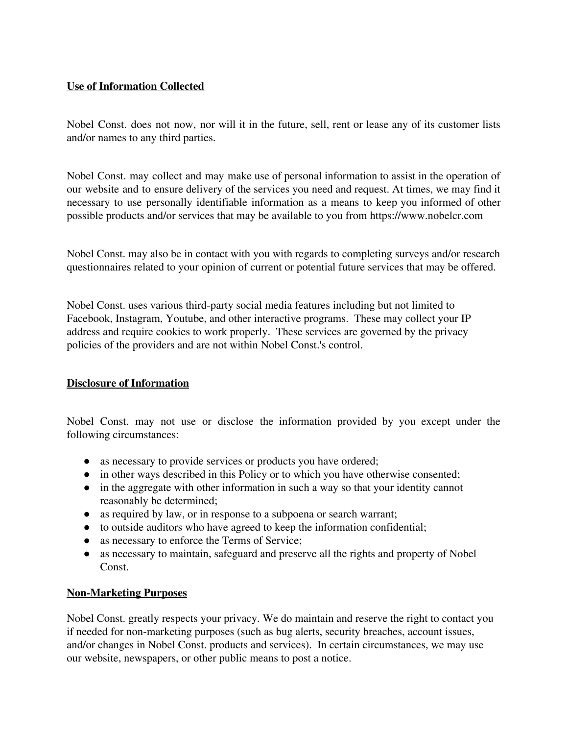**Use of Information Collected**

Nobel Const. does not now, nor will it in the future, sell, rent or lease any of its customer lists and/or names to any third parties.

Nobel Const. may collect and may make use of personal information to assist in the operation of our website and to ensure delivery of the services you need and request. At times, we may find it necessary to use personally identifiable information as a means to keep you informed of other possible products and/or services that may be available to you from https://www.nobelcr.com

Nobel Const. may also be in contact with you with regards to completing surveys and/or research questionnaires related to your opinion of current or potential future services that may be offered.

Nobel Const. uses various third-party social media features including but not limited to Facebook, Instagram, Youtube, and other interactive programs. These may collect your IP address and require cookies to work properly. These services are governed by the privacy policies of the providers and are not within Nobel Const.'s control.

**Disclosure of Information**

Nobel Const. may not use or disclose the information provided by you except under the following circumstances:

- as necessary to provide services or products you have ordered;
- in other ways described in this Policy or to which you have otherwise consented;
- in the aggregate with other information in such a way so that your identity cannot reasonably be determined;
- as required by law, or in response to a subpoena or search warrant;
- to outside auditors who have agreed to keep the information confidential;
- as necessary to enforce the Terms of Service;
- as necessary to maintain, safeguard and preserve all the rights and property of Nobel Const.

**Non-Marketing Purposes**

Nobel Const. greatly respects your privacy. We do maintain and reserve the right to contact you if needed for non-marketing purposes (such as bug alerts, security breaches, account issues, and/or changes in Nobel Const. products and services). In certain circumstances, we may use our website, newspapers, or other public means to post a notice.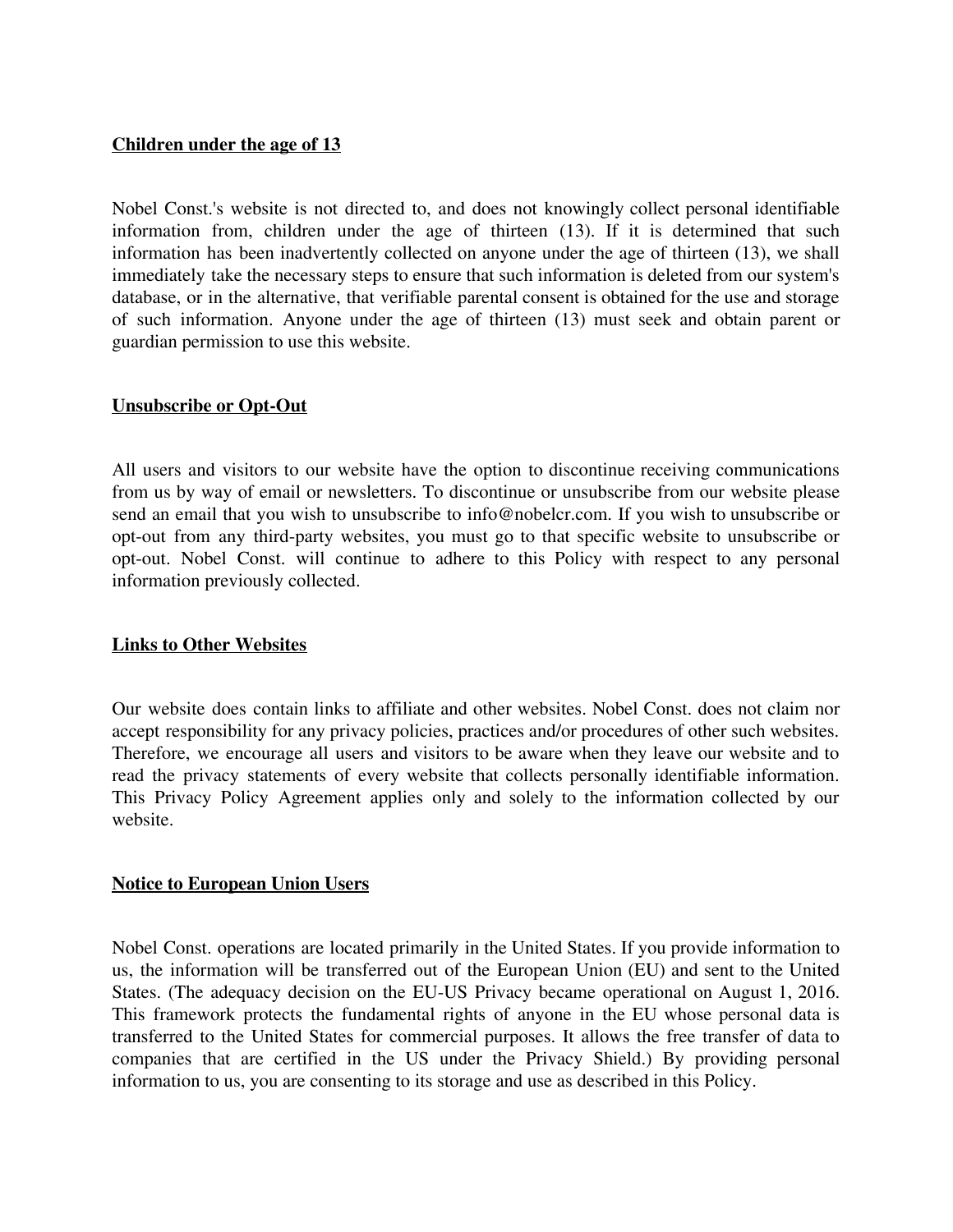**Children under the age of 13**

Nobel Const.'s website is not directed to, and does not knowingly collect personal identifiable information from, children under the age of thirteen (13). If it is determined that such information has been inadvertently collected on anyone under the age of thirteen (13), we shall immediately take the necessary steps to ensure that such information is deleted from our system's database, or in the alternative, that verifiable parental consent is obtained for the use and storage of such information. Anyone under the age of thirteen (13) must seek and obtain parent or guardian permission to use this website.

**Unsubscribe or Opt-Out**

All users and visitors to our website have the option to discontinue receiving communications from us by way of email or newsletters. To discontinue or unsubscribe from our website please send an email that you wish to unsubscribe to info@nobelcr.com. If you wish to unsubscribe or opt-out from any third-party websites, you must go to that specific website to unsubscribe or opt-out. Nobel Const. will continue to adhere to this Policy with respect to any personal information previously collected.

**Links to Other Websites**

Our website does contain links to affiliate and other websites. Nobel Const. does not claim nor accept responsibility for any privacy policies, practices and/or procedures of other such websites. Therefore, we encourage all users and visitors to be aware when they leave our website and to read the privacy statements of every website that collects personally identifiable information. This Privacy Policy Agreement applies only and solely to the information collected by our website.

**Notice to European Union Users**

Nobel Const. operations are located primarily in the United States. If you provide information to us, the information will be transferred out of the European Union (EU) and sent to the United States. (The adequacy decision on the EU-US Privacy became operational on August 1, 2016. This framework protects the fundamental rights of anyone in the EU whose personal data is transferred to the United States for commercial purposes. It allows the free transfer of data to companies that are certified in the US under the Privacy Shield.) By providing personal information to us, you are consenting to its storage and use as described in this Policy.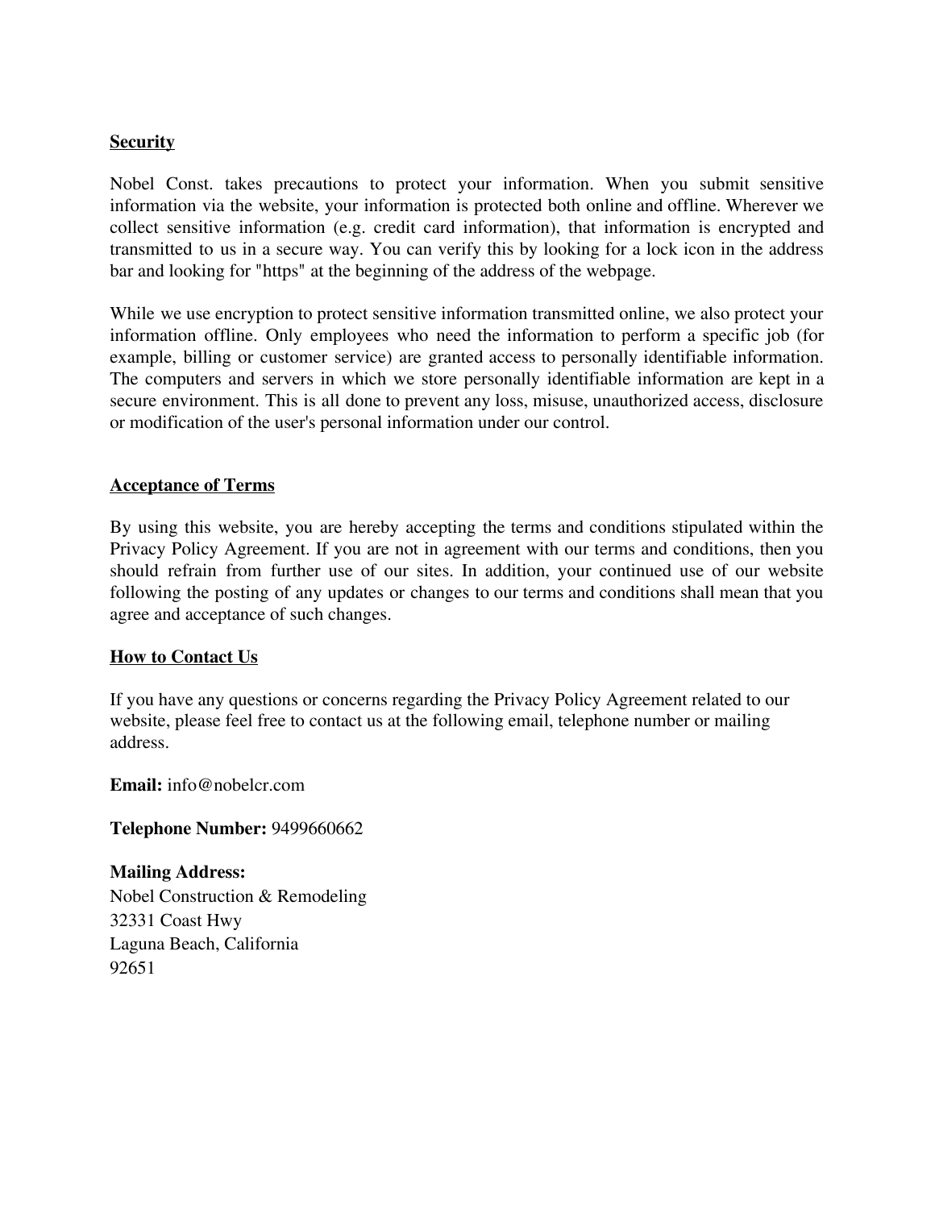**Security**

Nobel Const. takes precautions to protect your information. When you submit sensitive information via the website, your information is protected both online and offline. Wherever we collect sensitive information (e.g. credit card information), that information is encrypted and transmitted to us in a secure way. You can verify this by looking for a lock icon in the address bar and looking for "https" at the beginning of the address of the webpage.

While we use encryption to protect sensitive information transmitted online, we also protect your information offline. Only employees who need the information to perform a specific job (for example, billing or customer service) are granted access to personally identifiable information. The computers and servers in which we store personally identifiable information are kept in a secure environment. This is all done to prevent any loss, misuse, unauthorized access, disclosure or modification of the user's personal information under our control.

**Acceptance of Terms**

By using this website, you are hereby accepting the terms and conditions stipulated within the Privacy Policy Agreement. If you are not in agreement with our terms and conditions, then you should refrain from further use of our sites. In addition, your continued use of our website following the posting of any updates or changes to our terms and conditions shall mean that you agree and acceptance of such changes.

**How to Contact Us**

If you have any questions or concerns regarding the Privacy Policy Agreement related to our website, please feel free to contact us at the following email, telephone number or mailing address.

**Email:** info@nobelcr.com

**Telephone Number:** 9499660662

**Mailing Address:**
Nobel Construction & Remodeling
32331 Coast Hwy
Laguna Beach, California
92651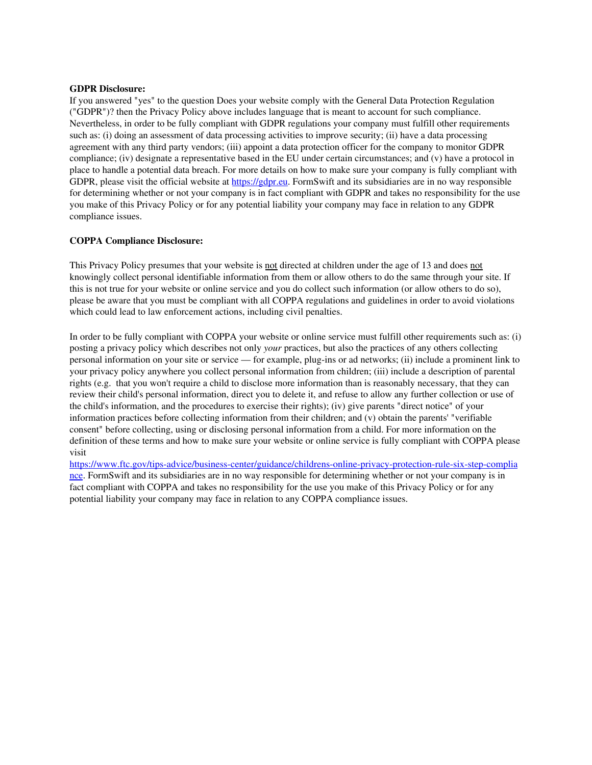**GDPR Disclosure:**

If you answered "yes" to the question Does your website comply with the General Data Protection Regulation ("GDPR")? then the Privacy Policy above includes language that is meant to account for such compliance. Nevertheless, in order to be fully compliant with GDPR regulations your company must fulfill other requirements such as: (i) doing an assessment of data processing activities to improve security; (ii) have a data processing agreement with any third party vendors; (iii) appoint a data protection officer for the company to monitor GDPR compliance; (iv) designate a representative based in the EU under certain circumstances; and (v) have a protocol in place to handle a potential data breach. For more details on how to make sure your company is fully compliant with GDPR, please visit the official website at https://gdpr.eu. FormSwift and its subsidiaries are in no way responsible for determining whether or not your company is in fact compliant with GDPR and takes no responsibility for the use you make of this Privacy Policy or for any potential liability your company may face in relation to any GDPR compliance issues.

**COPPA Compliance Disclosure:**

This Privacy Policy presumes that your website is not directed at children under the age of 13 and does not knowingly collect personal identifiable information from them or allow others to do the same through your site. If this is not true for your website or online service and you do collect such information (or allow others to do so), please be aware that you must be compliant with all COPPA regulations and guidelines in order to avoid violations which could lead to law enforcement actions, including civil penalties.

In order to be fully compliant with COPPA your website or online service must fulfill other requirements such as: (i) posting a privacy policy which describes not only *your* practices, but also the practices of any others collecting personal information on your site or service — for example, plug-ins or ad networks; (ii) include a prominent link to your privacy policy anywhere you collect personal information from children; (iii) include a description of parental rights (e.g. that you won't require a child to disclose more information than is reasonably necessary, that they can review their child's personal information, direct you to delete it, and refuse to allow any further collection or use of the child's information, and the procedures to exercise their rights); (iv) give parents "direct notice" of your information practices before collecting information from their children; and (v) obtain the parents' "verifiable consent" before collecting, using or disclosing personal information from a child. For more information on the definition of these terms and how to make sure your website or online service is fully compliant with COPPA please visit https://www.ftc.gov/tips-advice/business-center/guidance/childrens-online-privacy-protection-rule-six-step-compliance. FormSwift and its subsidiaries are in no way responsible for determining whether or not your company is in fact compliant with COPPA and takes no responsibility for the use you make of this Privacy Policy or for any potential liability your company may face in relation to any COPPA compliance issues.